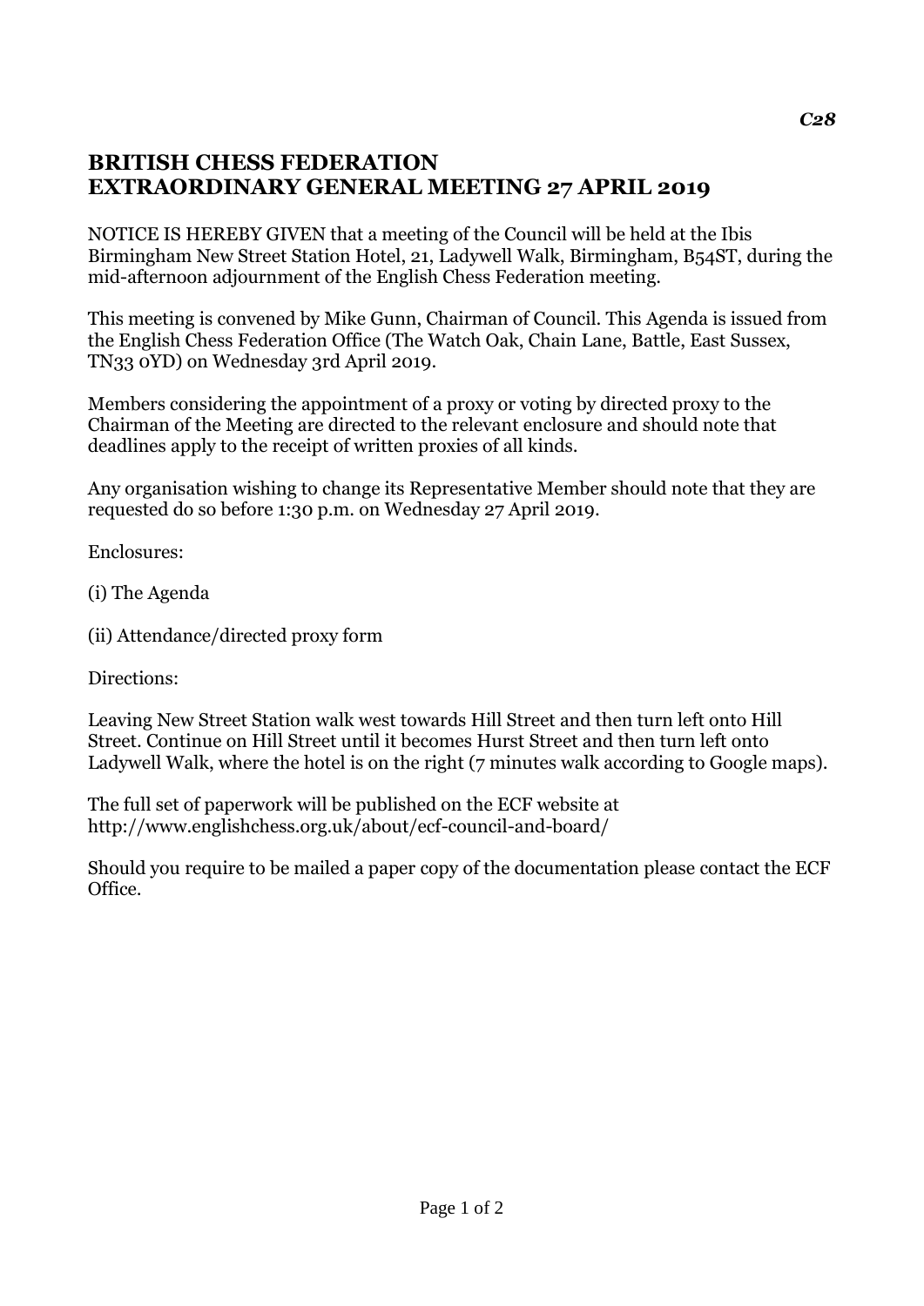*C28*

# BRITISH CHESS FEDERATION
# EXTRAORDINARY GENERAL MEETING 27 APRIL 2019

NOTICE IS HEREBY GIVEN that a meeting of the Council will be held at the Ibis Birmingham New Street Station Hotel, 21, Ladywell Walk, Birmingham, B54ST, during the mid-afternoon adjournment of the English Chess Federation meeting.

This meeting is convened by Mike Gunn, Chairman of Council. This Agenda is issued from the English Chess Federation Office (The Watch Oak, Chain Lane, Battle, East Sussex, TN33 0YD) on Wednesday 3rd April 2019.

Members considering the appointment of a proxy or voting by directed proxy to the Chairman of the Meeting are directed to the relevant enclosure and should note that deadlines apply to the receipt of written proxies of all kinds.

Any organisation wishing to change its Representative Member should note that they are requested do so before 1:30 p.m. on Wednesday 27 April 2019.

Enclosures:

(i) The Agenda

(ii) Attendance/directed proxy form

Directions:

Leaving New Street Station walk west towards Hill Street and then turn left onto Hill Street. Continue on Hill Street until it becomes Hurst Street and then turn left onto Ladywell Walk, where the hotel is on the right (7 minutes walk according to Google maps).

The full set of paperwork will be published on the ECF website at http://www.englishchess.org.uk/about/ecf-council-and-board/

Should you require to be mailed a paper copy of the documentation please contact the ECF Office.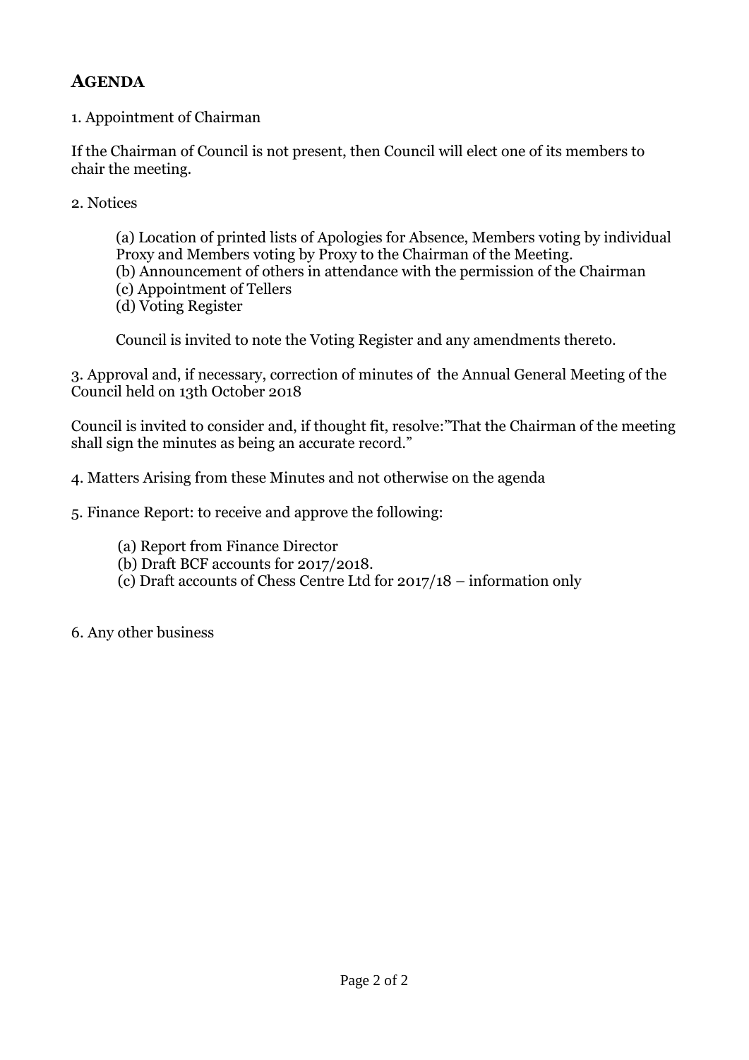## AGENDA

1. Appointment of Chairman

If the Chairman of Council is not present, then Council will elect one of its members to chair the meeting.

2. Notices

(a) Location of printed lists of Apologies for Absence, Members voting by individual Proxy and Members voting by Proxy to the Chairman of the Meeting.
(b) Announcement of others in attendance with the permission of the Chairman
(c) Appointment of Tellers
(d) Voting Register

Council is invited to note the Voting Register and any amendments thereto.

3. Approval and, if necessary, correction of minutes of the Annual General Meeting of the Council held on 13th October 2018

Council is invited to consider and, if thought fit, resolve:"That the Chairman of the meeting shall sign the minutes as being an accurate record."

4. Matters Arising from these Minutes and not otherwise on the agenda

5. Finance Report: to receive and approve the following:

(a) Report from Finance Director
(b) Draft BCF accounts for 2017/2018.
(c) Draft accounts of Chess Centre Ltd for 2017/18 – information only

6. Any other business